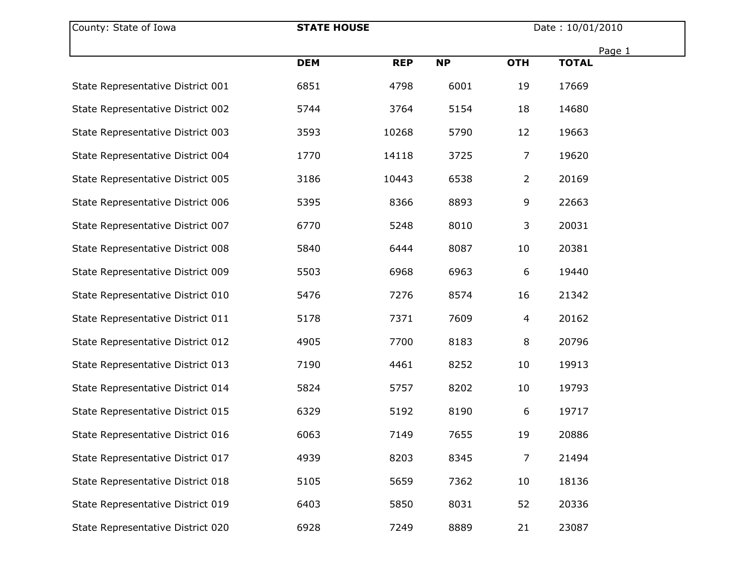County: State of Iowa | **STATE HOUSE** | Date : 10/01/2010

| | **DEM** | **REP** | **NP** | **OTH** | **TOTAL** |
|---|---|---|---|---|---|
| State Representative District 001 | 6851 | 4798 | 6001 | 19 | 17669 |
| State Representative District 002 | 5744 | 3764 | 5154 | 18 | 14680 |
| State Representative District 003 | 3593 | 10268 | 5790 | 12 | 19663 |
| State Representative District 004 | 1770 | 14118 | 3725 | 7 | 19620 |
| State Representative District 005 | 3186 | 10443 | 6538 | 2 | 20169 |
| State Representative District 006 | 5395 | 8366 | 8893 | 9 | 22663 |
| State Representative District 007 | 6770 | 5248 | 8010 | 3 | 20031 |
| State Representative District 008 | 5840 | 6444 | 8087 | 10 | 20381 |
| State Representative District 009 | 5503 | 6968 | 6963 | 6 | 19440 |
| State Representative District 010 | 5476 | 7276 | 8574 | 16 | 21342 |
| State Representative District 011 | 5178 | 7371 | 7609 | 4 | 20162 |
| State Representative District 012 | 4905 | 7700 | 8183 | 8 | 20796 |
| State Representative District 013 | 7190 | 4461 | 8252 | 10 | 19913 |
| State Representative District 014 | 5824 | 5757 | 8202 | 10 | 19793 |
| State Representative District 015 | 6329 | 5192 | 8190 | 6 | 19717 |
| State Representative District 016 | 6063 | 7149 | 7655 | 19 | 20886 |
| State Representative District 017 | 4939 | 8203 | 8345 | 7 | 21494 |
| State Representative District 018 | 5105 | 5659 | 7362 | 10 | 18136 |
| State Representative District 019 | 6403 | 5850 | 8031 | 52 | 20336 |
| State Representative District 020 | 6928 | 7249 | 8889 | 21 | 23087 |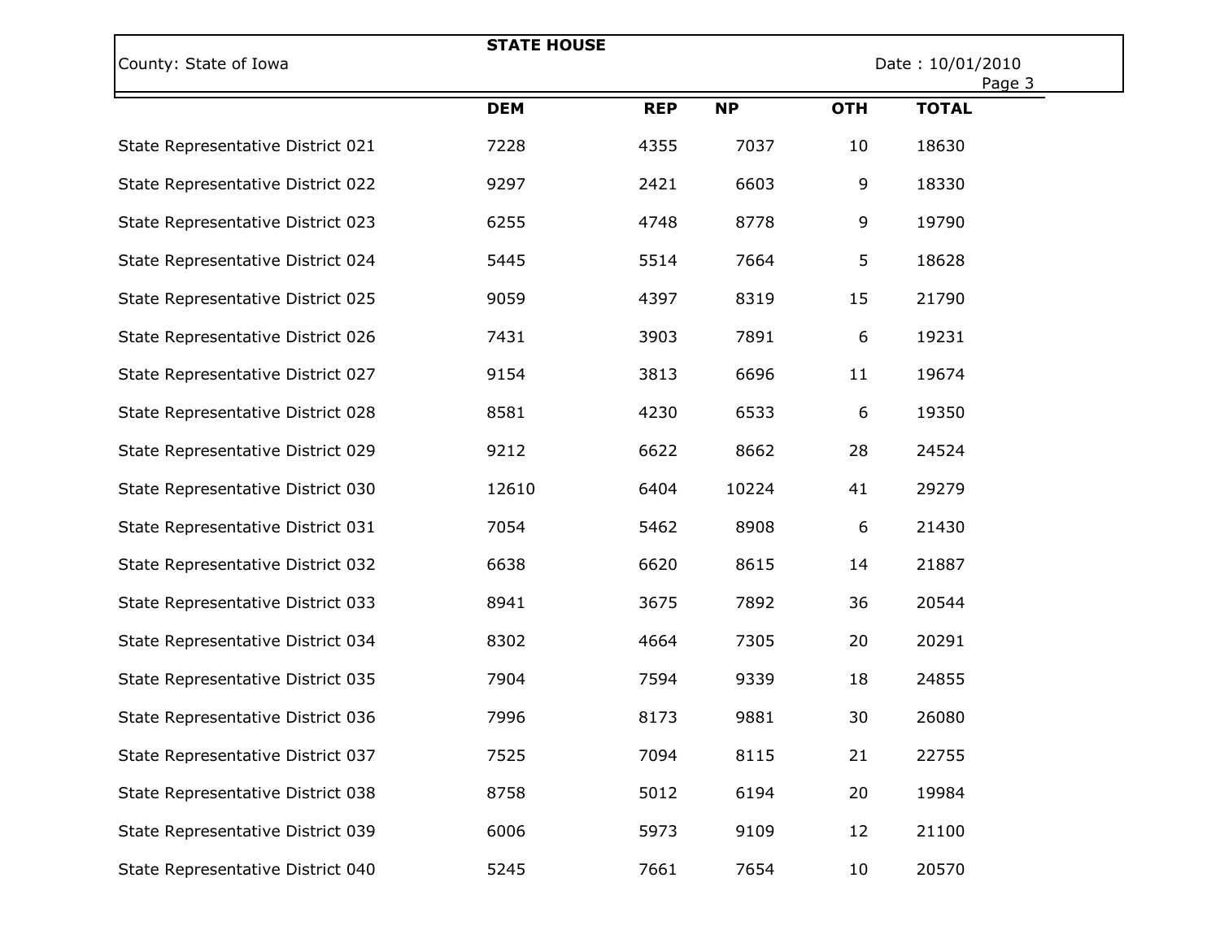**STATE HOUSE**

County: State of Iowa

Date : 10/01/2010

| | DEM | REP | NP | OTH | TOTAL |
|---|---|---|---|---|---|
| State Representative District 021 | 7228 | 4355 | 7037 | 10 | 18630 |
| State Representative District 022 | 9297 | 2421 | 6603 | 9 | 18330 |
| State Representative District 023 | 6255 | 4748 | 8778 | 9 | 19790 |
| State Representative District 024 | 5445 | 5514 | 7664 | 5 | 18628 |
| State Representative District 025 | 9059 | 4397 | 8319 | 15 | 21790 |
| State Representative District 026 | 7431 | 3903 | 7891 | 6 | 19231 |
| State Representative District 027 | 9154 | 3813 | 6696 | 11 | 19674 |
| State Representative District 028 | 8581 | 4230 | 6533 | 6 | 19350 |
| State Representative District 029 | 9212 | 6622 | 8662 | 28 | 24524 |
| State Representative District 030 | 12610 | 6404 | 10224 | 41 | 29279 |
| State Representative District 031 | 7054 | 5462 | 8908 | 6 | 21430 |
| State Representative District 032 | 6638 | 6620 | 8615 | 14 | 21887 |
| State Representative District 033 | 8941 | 3675 | 7892 | 36 | 20544 |
| State Representative District 034 | 8302 | 4664 | 7305 | 20 | 20291 |
| State Representative District 035 | 7904 | 7594 | 9339 | 18 | 24855 |
| State Representative District 036 | 7996 | 8173 | 9881 | 30 | 26080 |
| State Representative District 037 | 7525 | 7094 | 8115 | 21 | 22755 |
| State Representative District 038 | 8758 | 5012 | 6194 | 20 | 19984 |
| State Representative District 039 | 6006 | 5973 | 9109 | 12 | 21100 |
| State Representative District 040 | 5245 | 7661 | 7654 | 10 | 20570 |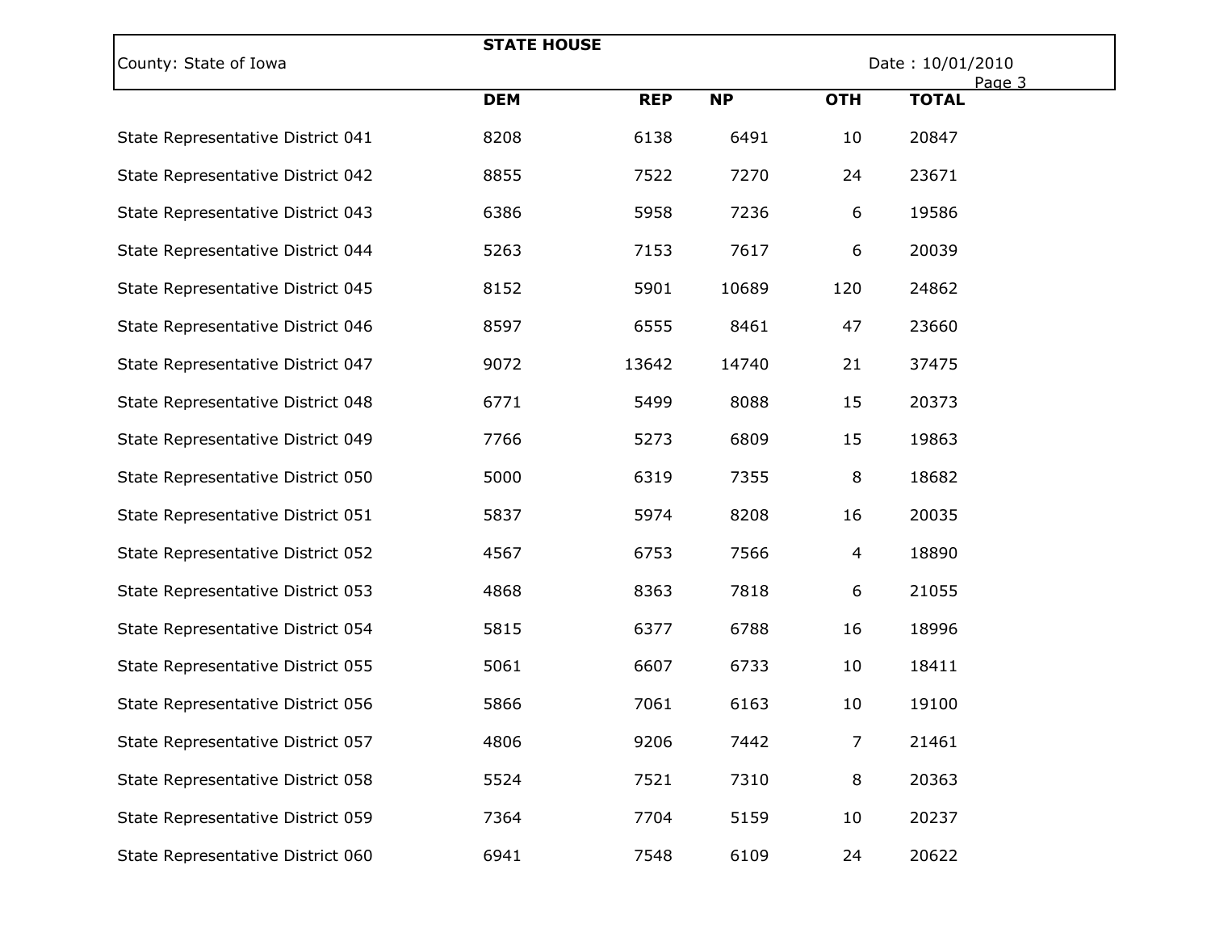STATE HOUSE

County: State of Iowa

Date : 10/01/2010

| | DEM | REP | NP | OTH | TOTAL |
|---|---|---|---|---|---|
| State Representative District 041 | 8208 | 6138 | 6491 | 10 | 20847 |
| State Representative District 042 | 8855 | 7522 | 7270 | 24 | 23671 |
| State Representative District 043 | 6386 | 5958 | 7236 | 6 | 19586 |
| State Representative District 044 | 5263 | 7153 | 7617 | 6 | 20039 |
| State Representative District 045 | 8152 | 5901 | 10689 | 120 | 24862 |
| State Representative District 046 | 8597 | 6555 | 8461 | 47 | 23660 |
| State Representative District 047 | 9072 | 13642 | 14740 | 21 | 37475 |
| State Representative District 048 | 6771 | 5499 | 8088 | 15 | 20373 |
| State Representative District 049 | 7766 | 5273 | 6809 | 15 | 19863 |
| State Representative District 050 | 5000 | 6319 | 7355 | 8 | 18682 |
| State Representative District 051 | 5837 | 5974 | 8208 | 16 | 20035 |
| State Representative District 052 | 4567 | 6753 | 7566 | 4 | 18890 |
| State Representative District 053 | 4868 | 8363 | 7818 | 6 | 21055 |
| State Representative District 054 | 5815 | 6377 | 6788 | 16 | 18996 |
| State Representative District 055 | 5061 | 6607 | 6733 | 10 | 18411 |
| State Representative District 056 | 5866 | 7061 | 6163 | 10 | 19100 |
| State Representative District 057 | 4806 | 9206 | 7442 | 7 | 21461 |
| State Representative District 058 | 5524 | 7521 | 7310 | 8 | 20363 |
| State Representative District 059 | 7364 | 7704 | 5159 | 10 | 20237 |
| State Representative District 060 | 6941 | 7548 | 6109 | 24 | 20622 |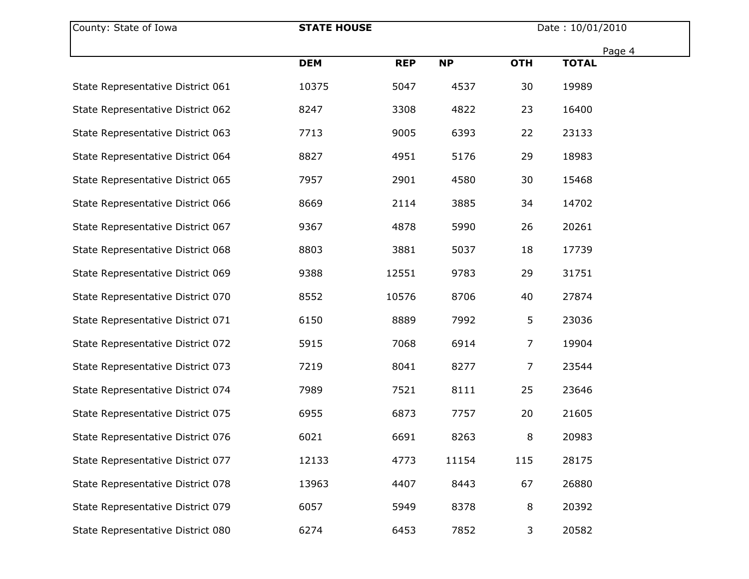| County: State of Iowa | STATE HOUSE | | | | Date : 10/01/2010 |
|---|---|---|---|---|---|
| | **DEM** | **REP** | **NP** | **OTH** | **TOTAL** |
| State Representative District 061 | 10375 | 5047 | 4537 | 30 | 19989 |
| State Representative District 062 | 8247 | 3308 | 4822 | 23 | 16400 |
| State Representative District 063 | 7713 | 9005 | 6393 | 22 | 23133 |
| State Representative District 064 | 8827 | 4951 | 5176 | 29 | 18983 |
| State Representative District 065 | 7957 | 2901 | 4580 | 30 | 15468 |
| State Representative District 066 | 8669 | 2114 | 3885 | 34 | 14702 |
| State Representative District 067 | 9367 | 4878 | 5990 | 26 | 20261 |
| State Representative District 068 | 8803 | 3881 | 5037 | 18 | 17739 |
| State Representative District 069 | 9388 | 12551 | 9783 | 29 | 31751 |
| State Representative District 070 | 8552 | 10576 | 8706 | 40 | 27874 |
| State Representative District 071 | 6150 | 8889 | 7992 | 5 | 23036 |
| State Representative District 072 | 5915 | 7068 | 6914 | 7 | 19904 |
| State Representative District 073 | 7219 | 8041 | 8277 | 7 | 23544 |
| State Representative District 074 | 7989 | 7521 | 8111 | 25 | 23646 |
| State Representative District 075 | 6955 | 6873 | 7757 | 20 | 21605 |
| State Representative District 076 | 6021 | 6691 | 8263 | 8 | 20983 |
| State Representative District 077 | 12133 | 4773 | 11154 | 115 | 28175 |
| State Representative District 078 | 13963 | 4407 | 8443 | 67 | 26880 |
| State Representative District 079 | 6057 | 5949 | 8378 | 8 | 20392 |
| State Representative District 080 | 6274 | 6453 | 7852 | 3 | 20582 |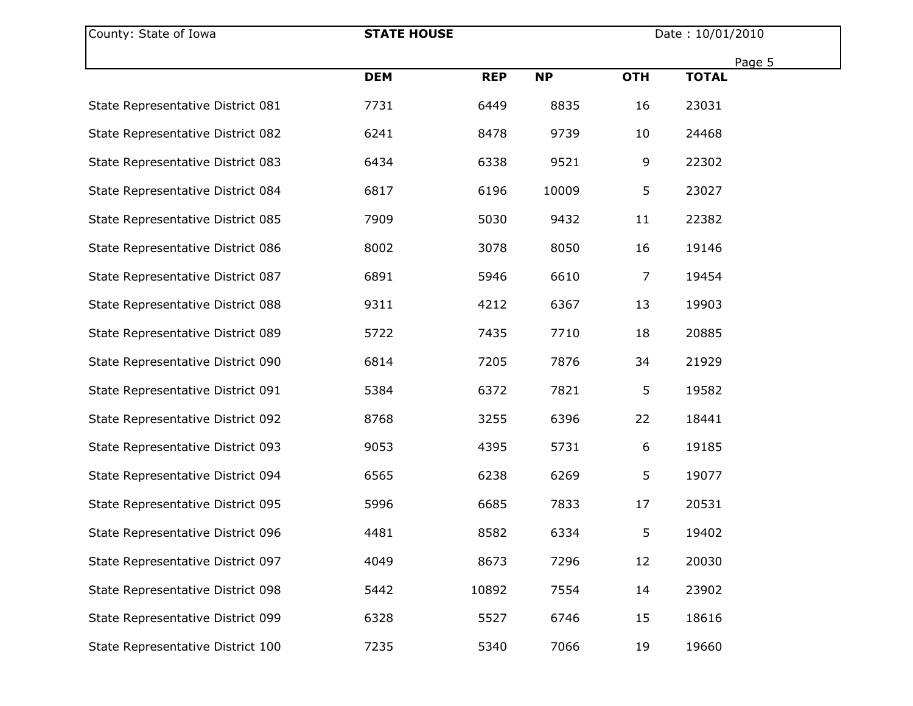| County: State of Iowa | STATE HOUSE | | | Date : 10/01/2010 |
|---|---|---|---|---|

| | DEM | REP | NP | OTH | TOTAL |
|---|---|---|---|---|---|
| State Representative District 081 | 7731 | 6449 | 8835 | 16 | 23031 |
| State Representative District 082 | 6241 | 8478 | 9739 | 10 | 24468 |
| State Representative District 083 | 6434 | 6338 | 9521 | 9 | 22302 |
| State Representative District 084 | 6817 | 6196 | 10009 | 5 | 23027 |
| State Representative District 085 | 7909 | 5030 | 9432 | 11 | 22382 |
| State Representative District 086 | 8002 | 3078 | 8050 | 16 | 19146 |
| State Representative District 087 | 6891 | 5946 | 6610 | 7 | 19454 |
| State Representative District 088 | 9311 | 4212 | 6367 | 13 | 19903 |
| State Representative District 089 | 5722 | 7435 | 7710 | 18 | 20885 |
| State Representative District 090 | 6814 | 7205 | 7876 | 34 | 21929 |
| State Representative District 091 | 5384 | 6372 | 7821 | 5 | 19582 |
| State Representative District 092 | 8768 | 3255 | 6396 | 22 | 18441 |
| State Representative District 093 | 9053 | 4395 | 5731 | 6 | 19185 |
| State Representative District 094 | 6565 | 6238 | 6269 | 5 | 19077 |
| State Representative District 095 | 5996 | 6685 | 7833 | 17 | 20531 |
| State Representative District 096 | 4481 | 8582 | 6334 | 5 | 19402 |
| State Representative District 097 | 4049 | 8673 | 7296 | 12 | 20030 |
| State Representative District 098 | 5442 | 10892 | 7554 | 14 | 23902 |
| State Representative District 099 | 6328 | 5527 | 6746 | 15 | 18616 |
| State Representative District 100 | 7235 | 5340 | 7066 | 19 | 19660 |